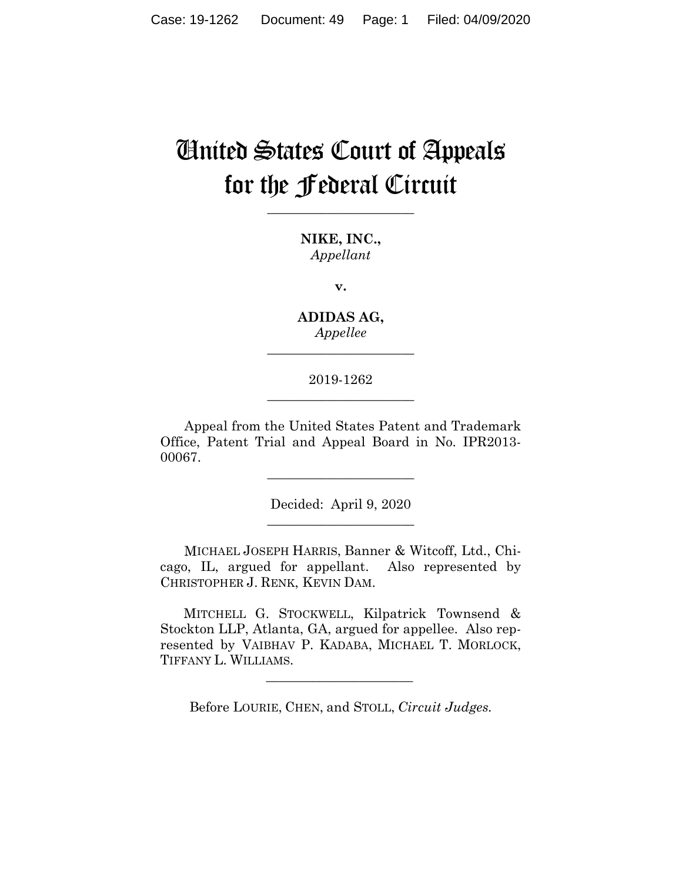# United States Court of Appeals for the Federal Circuit

---

**NIKE, INC.,**
*Appellant*

**v.**

**ADIDAS AG,**
*Appellee*

---

2019-1262

---

Appeal from the United States Patent and Trademark Office, Patent Trial and Appeal Board in No. IPR2013-00067.

---

Decided: April 9, 2020

---

MICHAEL JOSEPH HARRIS, Banner & Witcoff, Ltd., Chicago, IL, argued for appellant. Also represented by CHRISTOPHER J. RENK, KEVIN DAM.

MITCHELL G. STOCKWELL, Kilpatrick Townsend & Stockton LLP, Atlanta, GA, argued for appellee. Also represented by VAIBHAV P. KADABA, MICHAEL T. MORLOCK, TIFFANY L. WILLIAMS.

---

Before LOURIE, CHEN, and STOLL, *Circuit Judges.*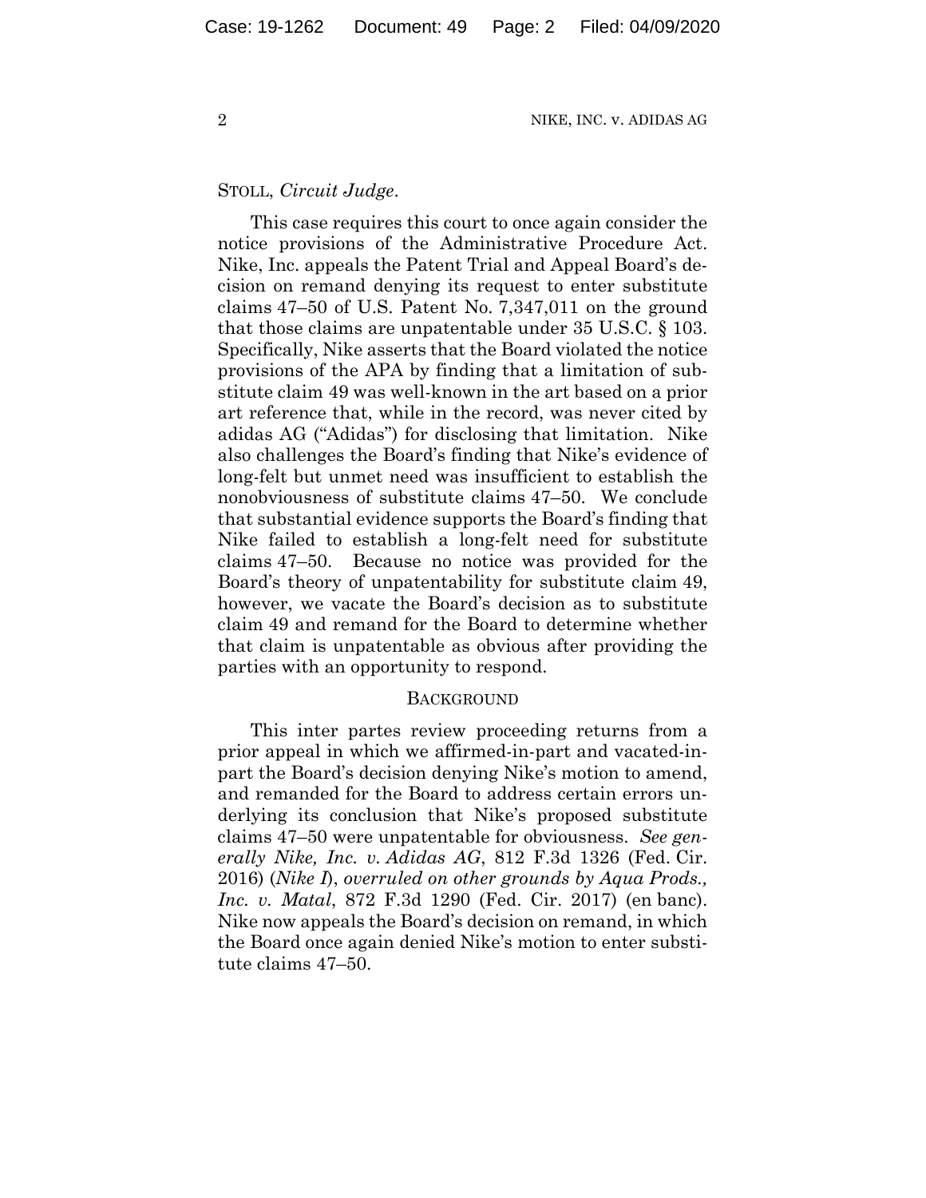STOLL, *Circuit Judge*.

This case requires this court to once again consider the notice provisions of the Administrative Procedure Act. Nike, Inc. appeals the Patent Trial and Appeal Board's decision on remand denying its request to enter substitute claims 47–50 of U.S. Patent No. 7,347,011 on the ground that those claims are unpatentable under 35 U.S.C. § 103. Specifically, Nike asserts that the Board violated the notice provisions of the APA by finding that a limitation of substitute claim 49 was well-known in the art based on a prior art reference that, while in the record, was never cited by adidas AG ("Adidas") for disclosing that limitation. Nike also challenges the Board's finding that Nike's evidence of long-felt but unmet need was insufficient to establish the nonobviousness of substitute claims 47–50. We conclude that substantial evidence supports the Board's finding that Nike failed to establish a long-felt need for substitute claims 47–50. Because no notice was provided for the Board's theory of unpatentability for substitute claim 49, however, we vacate the Board's decision as to substitute claim 49 and remand for the Board to determine whether that claim is unpatentable as obvious after providing the parties with an opportunity to respond.

## BACKGROUND

This inter partes review proceeding returns from a prior appeal in which we affirmed-in-part and vacated-in-part the Board's decision denying Nike's motion to amend, and remanded for the Board to address certain errors underlying its conclusion that Nike's proposed substitute claims 47–50 were unpatentable for obviousness. *See generally Nike, Inc. v. Adidas AG*, 812 F.3d 1326 (Fed. Cir. 2016) (*Nike I*), *overruled on other grounds by Aqua Prods., Inc. v. Matal*, 872 F.3d 1290 (Fed. Cir. 2017) (en banc). Nike now appeals the Board's decision on remand, in which the Board once again denied Nike's motion to enter substitute claims 47–50.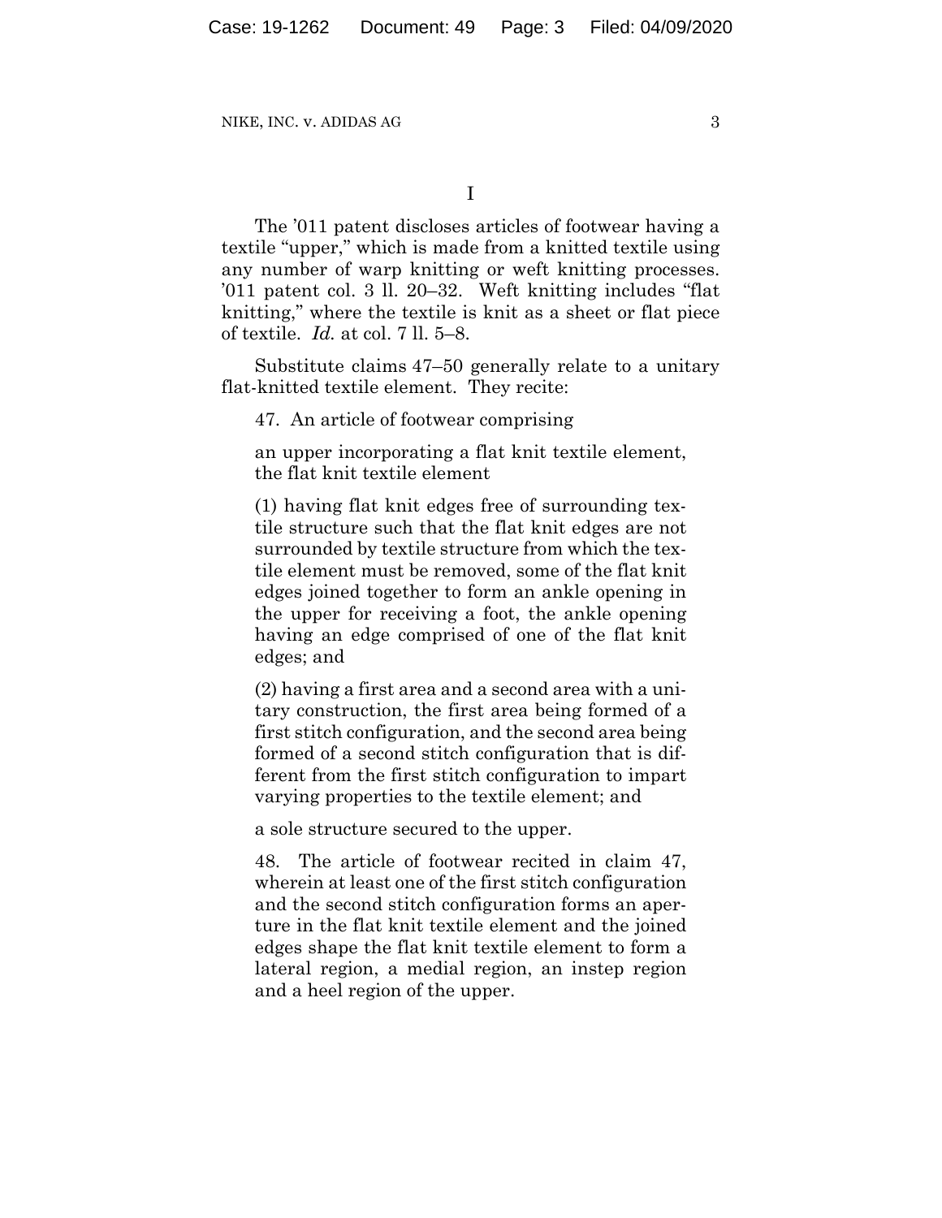# I

The ’011 patent discloses articles of footwear having a textile “upper,” which is made from a knitted textile using any number of warp knitting or weft knitting processes. ’011 patent col. 3 ll. 20–32. Weft knitting includes “flat knitting,” where the textile is knit as a sheet or flat piece of textile. *Id.* at col. 7 ll. 5–8.

Substitute claims 47–50 generally relate to a unitary flat-knitted textile element. They recite:

> 47. An article of footwear comprising
>
> an upper incorporating a flat knit textile element, the flat knit textile element
>
> (1) having flat knit edges free of surrounding textile structure such that the flat knit edges are not surrounded by textile structure from which the textile element must be removed, some of the flat knit edges joined together to form an ankle opening in the upper for receiving a foot, the ankle opening having an edge comprised of one of the flat knit edges; and
>
> (2) having a first area and a second area with a unitary construction, the first area being formed of a first stitch configuration, and the second area being formed of a second stitch configuration that is different from the first stitch configuration to impart varying properties to the textile element; and
>
> a sole structure secured to the upper.
>
> 48. The article of footwear recited in claim 47, wherein at least one of the first stitch configuration and the second stitch configuration forms an aperture in the flat knit textile element and the joined edges shape the flat knit textile element to form a lateral region, a medial region, an instep region and a heel region of the upper.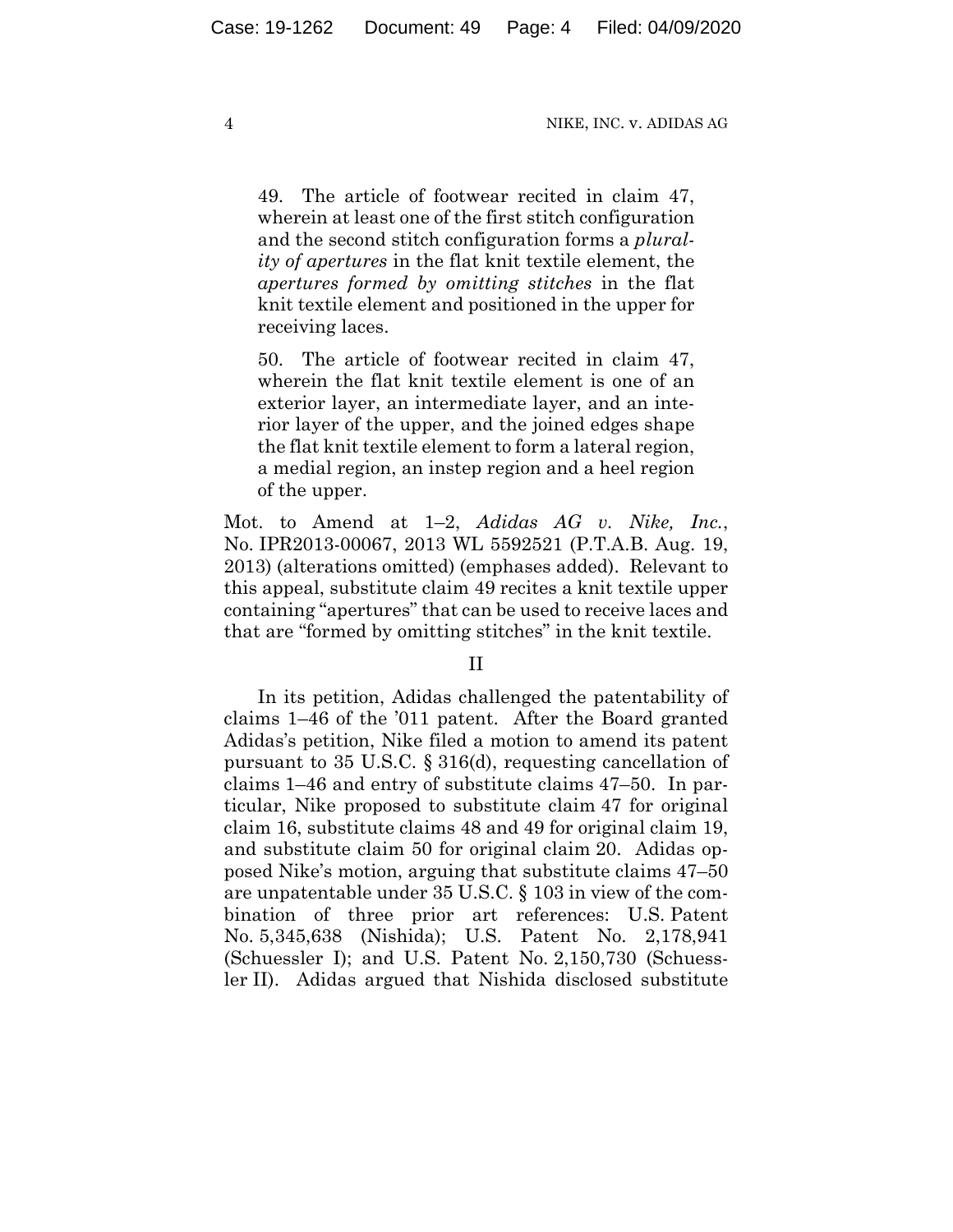> 49. The article of footwear recited in claim 47, wherein at least one of the first stitch configuration and the second stitch configuration forms a *plurality of apertures* in the flat knit textile element, the *apertures formed by omitting stitches* in the flat knit textile element and positioned in the upper for receiving laces.
>
> 50. The article of footwear recited in claim 47, wherein the flat knit textile element is one of an exterior layer, an intermediate layer, and an interior layer of the upper, and the joined edges shape the flat knit textile element to form a lateral region, a medial region, an instep region and a heel region of the upper.

Mot. to Amend at 1–2, *Adidas AG v. Nike, Inc.*, No. IPR2013-00067, 2013 WL 5592521 (P.T.A.B. Aug. 19, 2013) (alterations omitted) (emphases added). Relevant to this appeal, substitute claim 49 recites a knit textile upper containing "apertures" that can be used to receive laces and that are "formed by omitting stitches" in the knit textile.

## II

In its petition, Adidas challenged the patentability of claims 1–46 of the '011 patent. After the Board granted Adidas's petition, Nike filed a motion to amend its patent pursuant to 35 U.S.C. § 316(d), requesting cancellation of claims 1–46 and entry of substitute claims 47–50. In particular, Nike proposed to substitute claim 47 for original claim 16, substitute claims 48 and 49 for original claim 19, and substitute claim 50 for original claim 20. Adidas opposed Nike's motion, arguing that substitute claims 47–50 are unpatentable under 35 U.S.C. § 103 in view of the combination of three prior art references: U.S. Patent No. 5,345,638 (Nishida); U.S. Patent No. 2,178,941 (Schuessler I); and U.S. Patent No. 2,150,730 (Schuessler II). Adidas argued that Nishida disclosed substitute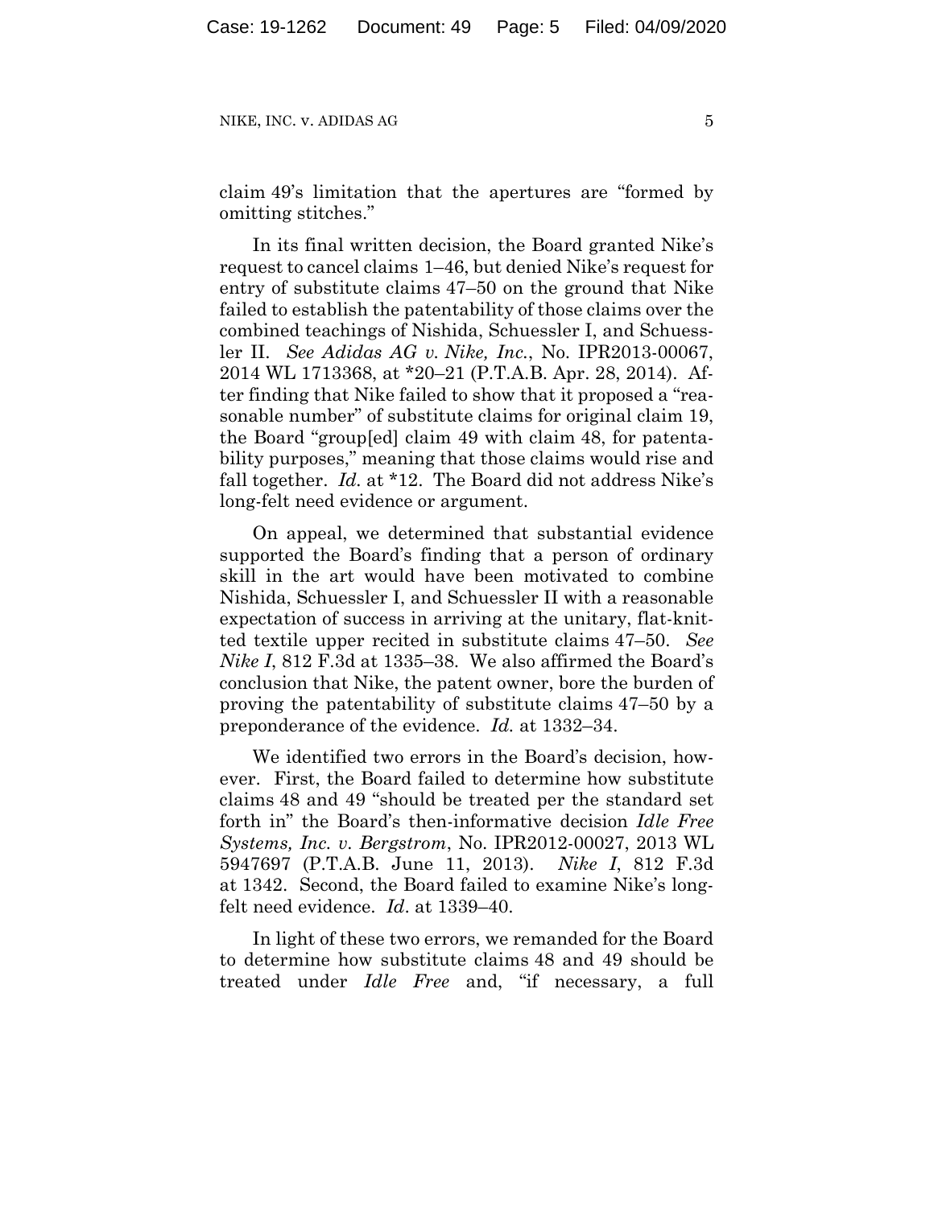claim 49's limitation that the apertures are "formed by omitting stitches."

In its final written decision, the Board granted Nike's request to cancel claims 1–46, but denied Nike's request for entry of substitute claims 47–50 on the ground that Nike failed to establish the patentability of those claims over the combined teachings of Nishida, Schuessler I, and Schuessler II. *See Adidas AG v. Nike, Inc.*, No. IPR2013-00067, 2014 WL 1713368, at *20–21 (P.T.A.B. Apr. 28, 2014). After finding that Nike failed to show that it proposed a "reasonable number" of substitute claims for original claim 19, the Board "group[ed] claim 49 with claim 48, for patentability purposes," meaning that those claims would rise and fall together. *Id.* at *12. The Board did not address Nike's long-felt need evidence or argument.

On appeal, we determined that substantial evidence supported the Board's finding that a person of ordinary skill in the art would have been motivated to combine Nishida, Schuessler I, and Schuessler II with a reasonable expectation of success in arriving at the unitary, flat-knitted textile upper recited in substitute claims 47–50. *See Nike I*, 812 F.3d at 1335–38. We also affirmed the Board's conclusion that Nike, the patent owner, bore the burden of proving the patentability of substitute claims 47–50 by a preponderance of the evidence. *Id.* at 1332–34.

We identified two errors in the Board's decision, however. First, the Board failed to determine how substitute claims 48 and 49 "should be treated per the standard set forth in" the Board's then-informative decision *Idle Free Systems, Inc. v. Bergstrom*, No. IPR2012-00027, 2013 WL 5947697 (P.T.A.B. June 11, 2013). *Nike I*, 812 F.3d at 1342. Second, the Board failed to examine Nike's long-felt need evidence. *Id*. at 1339–40.

In light of these two errors, we remanded for the Board to determine how substitute claims 48 and 49 should be treated under *Idle Free* and, "if necessary, a full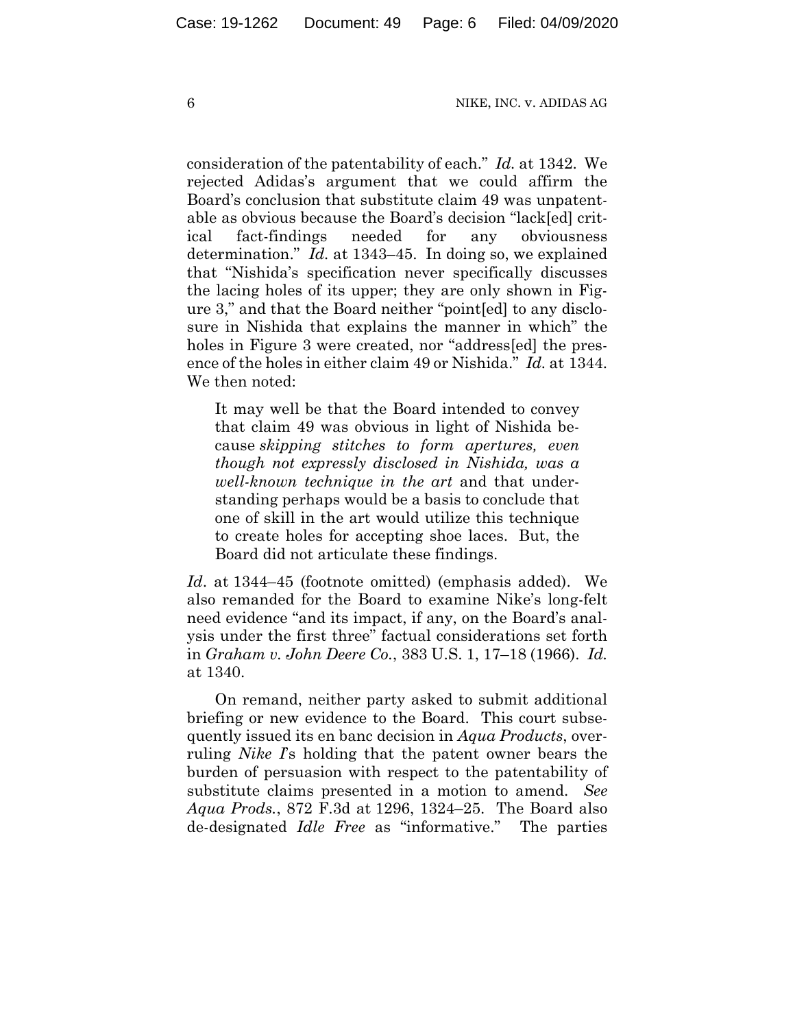consideration of the patentability of each." *Id.* at 1342. We rejected Adidas's argument that we could affirm the Board's conclusion that substitute claim 49 was unpatentable as obvious because the Board's decision "lack[ed] critical fact-findings needed for any obviousness determination." *Id.* at 1343–45. In doing so, we explained that "Nishida's specification never specifically discusses the lacing holes of its upper; they are only shown in Figure 3," and that the Board neither "point[ed] to any disclosure in Nishida that explains the manner in which" the holes in Figure 3 were created, nor "address[ed] the presence of the holes in either claim 49 or Nishida." *Id.* at 1344. We then noted:

> It may well be that the Board intended to convey that claim 49 was obvious in light of Nishida because *skipping stitches to form apertures, even though not expressly disclosed in Nishida, was a well-known technique in the art* and that understanding perhaps would be a basis to conclude that one of skill in the art would utilize this technique to create holes for accepting shoe laces. But, the Board did not articulate these findings.

*Id*. at 1344–45 (footnote omitted) (emphasis added). We also remanded for the Board to examine Nike's long-felt need evidence "and its impact, if any, on the Board's analysis under the first three" factual considerations set forth in *Graham v. John Deere Co.*, 383 U.S. 1, 17–18 (1966). *Id.* at 1340.

On remand, neither party asked to submit additional briefing or new evidence to the Board. This court subsequently issued its en banc decision in *Aqua Products*, overruling *Nike I*'s holding that the patent owner bears the burden of persuasion with respect to the patentability of substitute claims presented in a motion to amend. *See Aqua Prods.*, 872 F.3d at 1296, 1324–25. The Board also de-designated *Idle Free* as "informative." The parties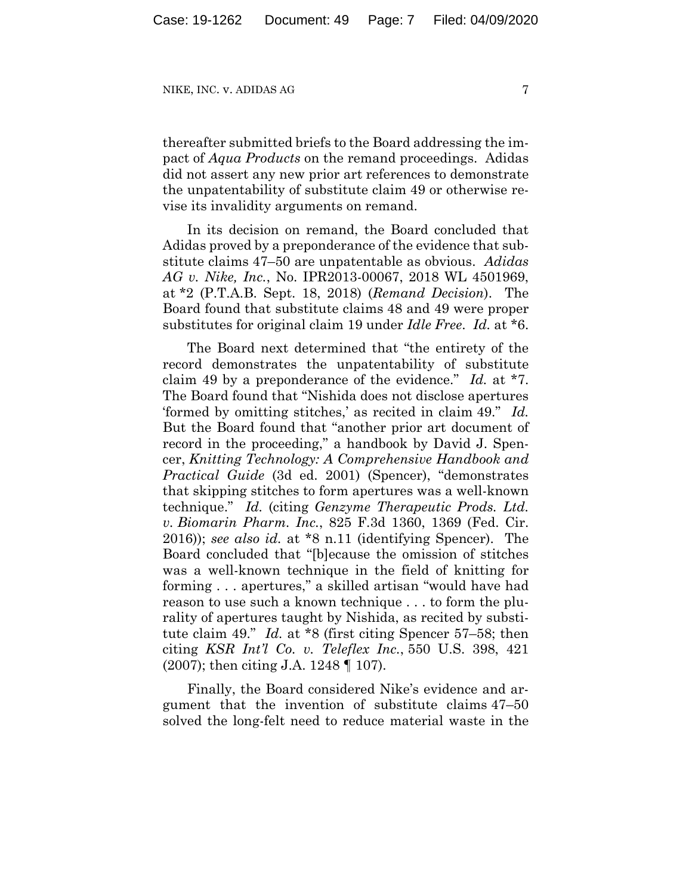thereafter submitted briefs to the Board addressing the impact of *Aqua Products* on the remand proceedings. Adidas did not assert any new prior art references to demonstrate the unpatentability of substitute claim 49 or otherwise revise its invalidity arguments on remand.

In its decision on remand, the Board concluded that Adidas proved by a preponderance of the evidence that substitute claims 47–50 are unpatentable as obvious. *Adidas AG v. Nike, Inc.*, No. IPR2013-00067, 2018 WL 4501969, at *2 (P.T.A.B. Sept. 18, 2018) (*Remand Decision*). The Board found that substitute claims 48 and 49 were proper substitutes for original claim 19 under *Idle Free*. *Id.* at *6.

The Board next determined that "the entirety of the record demonstrates the unpatentability of substitute claim 49 by a preponderance of the evidence." *Id.* at *7. The Board found that "Nishida does not disclose apertures 'formed by omitting stitches,' as recited in claim 49." *Id.* But the Board found that "another prior art document of record in the proceeding," a handbook by David J. Spencer, *Knitting Technology: A Comprehensive Handbook and Practical Guide* (3d ed. 2001) (Spencer), "demonstrates that skipping stitches to form apertures was a well-known technique." *Id.* (citing *Genzyme Therapeutic Prods. Ltd. v. Biomarin Pharm. Inc.*, 825 F.3d 1360, 1369 (Fed. Cir. 2016)); *see also id.* at *8 n.11 (identifying Spencer). The Board concluded that "[b]ecause the omission of stitches was a well-known technique in the field of knitting for forming . . . apertures," a skilled artisan "would have had reason to use such a known technique . . . to form the plurality of apertures taught by Nishida, as recited by substitute claim 49." *Id.* at *8 (first citing Spencer 57–58; then citing *KSR Int'l Co. v. Teleflex Inc.*, 550 U.S. 398, 421 (2007); then citing J.A. 1248 ¶ 107).

Finally, the Board considered Nike's evidence and argument that the invention of substitute claims 47–50 solved the long-felt need to reduce material waste in the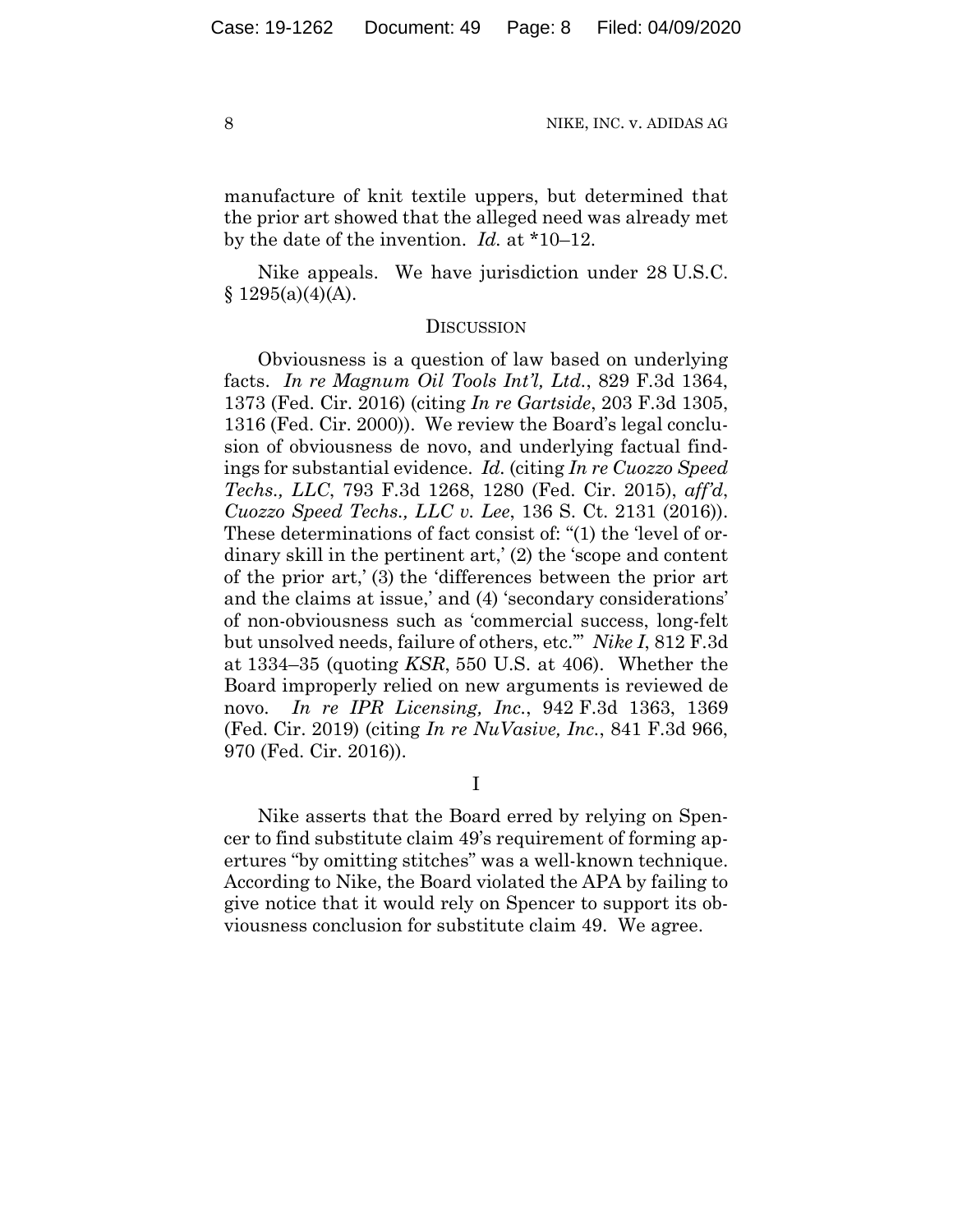manufacture of knit textile uppers, but determined that the prior art showed that the alleged need was already met by the date of the invention. *Id.* at *10–12.

Nike appeals. We have jurisdiction under 28 U.S.C. § 1295(a)(4)(A).

## DISCUSSION

Obviousness is a question of law based on underlying facts. *In re Magnum Oil Tools Int'l, Ltd.*, 829 F.3d 1364, 1373 (Fed. Cir. 2016) (citing *In re Gartside*, 203 F.3d 1305, 1316 (Fed. Cir. 2000)). We review the Board's legal conclusion of obviousness de novo, and underlying factual findings for substantial evidence. *Id.* (citing *In re Cuozzo Speed Techs., LLC*, 793 F.3d 1268, 1280 (Fed. Cir. 2015), *aff'd*, *Cuozzo Speed Techs., LLC v. Lee*, 136 S. Ct. 2131 (2016)). These determinations of fact consist of: "(1) the 'level of ordinary skill in the pertinent art,' (2) the 'scope and content of the prior art,' (3) the 'differences between the prior art and the claims at issue,' and (4) 'secondary considerations' of non-obviousness such as 'commercial success, long-felt but unsolved needs, failure of others, etc.'" *Nike I*, 812 F.3d at 1334–35 (quoting *KSR*, 550 U.S. at 406). Whether the Board improperly relied on new arguments is reviewed de novo. *In re IPR Licensing, Inc.*, 942 F.3d 1363, 1369 (Fed. Cir. 2019) (citing *In re NuVasive, Inc.*, 841 F.3d 966, 970 (Fed. Cir. 2016)).

### I

Nike asserts that the Board erred by relying on Spencer to find substitute claim 49's requirement of forming apertures "by omitting stitches" was a well-known technique. According to Nike, the Board violated the APA by failing to give notice that it would rely on Spencer to support its obviousness conclusion for substitute claim 49. We agree.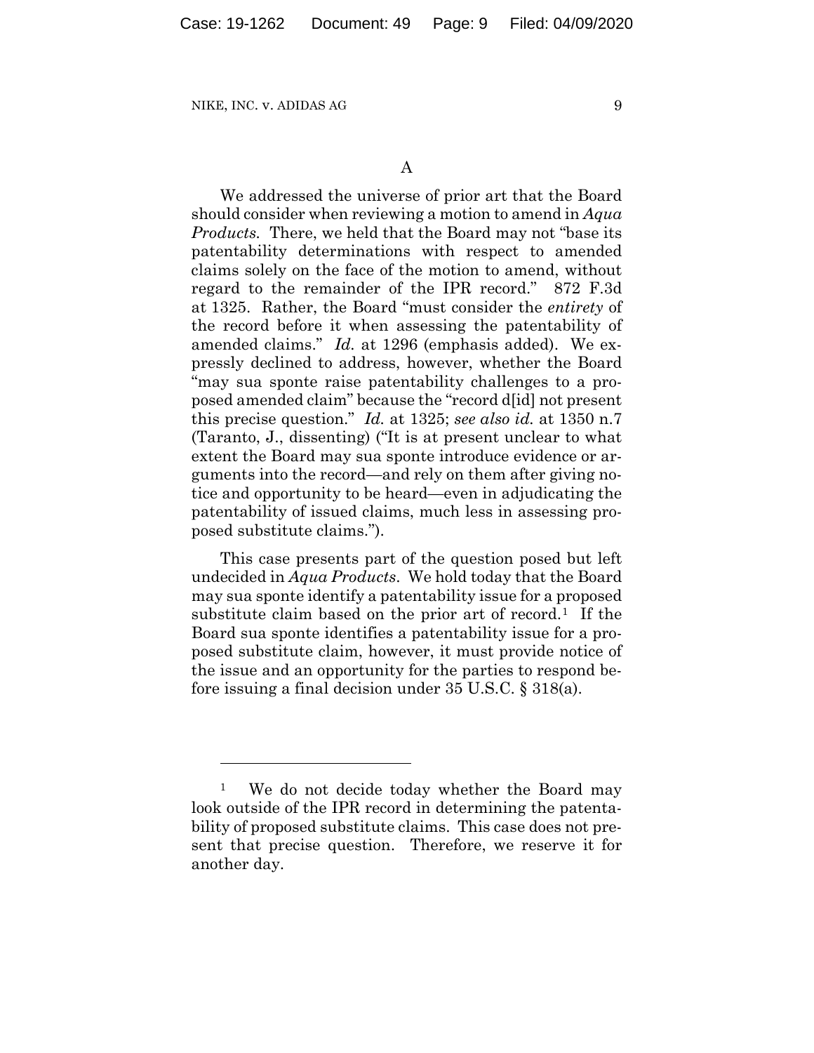### A

We addressed the universe of prior art that the Board should consider when reviewing a motion to amend in *Aqua Products*. There, we held that the Board may not "base its patentability determinations with respect to amended claims solely on the face of the motion to amend, without regard to the remainder of the IPR record." 872 F.3d at 1325. Rather, the Board "must consider the *entirety* of the record before it when assessing the patentability of amended claims." *Id.* at 1296 (emphasis added). We expressly declined to address, however, whether the Board "may sua sponte raise patentability challenges to a proposed amended claim" because the "record d[id] not present this precise question." *Id.* at 1325; *see also id.* at 1350 n.7 (Taranto, J., dissenting) ("It is at present unclear to what extent the Board may sua sponte introduce evidence or arguments into the record—and rely on them after giving notice and opportunity to be heard—even in adjudicating the patentability of issued claims, much less in assessing proposed substitute claims.").

This case presents part of the question posed but left undecided in *Aqua Products*. We hold today that the Board may sua sponte identify a patentability issue for a proposed substitute claim based on the prior art of record.[1] If the Board sua sponte identifies a patentability issue for a proposed substitute claim, however, it must provide notice of the issue and an opportunity for the parties to respond before issuing a final decision under 35 U.S.C. § 318(a).

---

[1] We do not decide today whether the Board may look outside of the IPR record in determining the patentability of proposed substitute claims. This case does not present that precise question. Therefore, we reserve it for another day.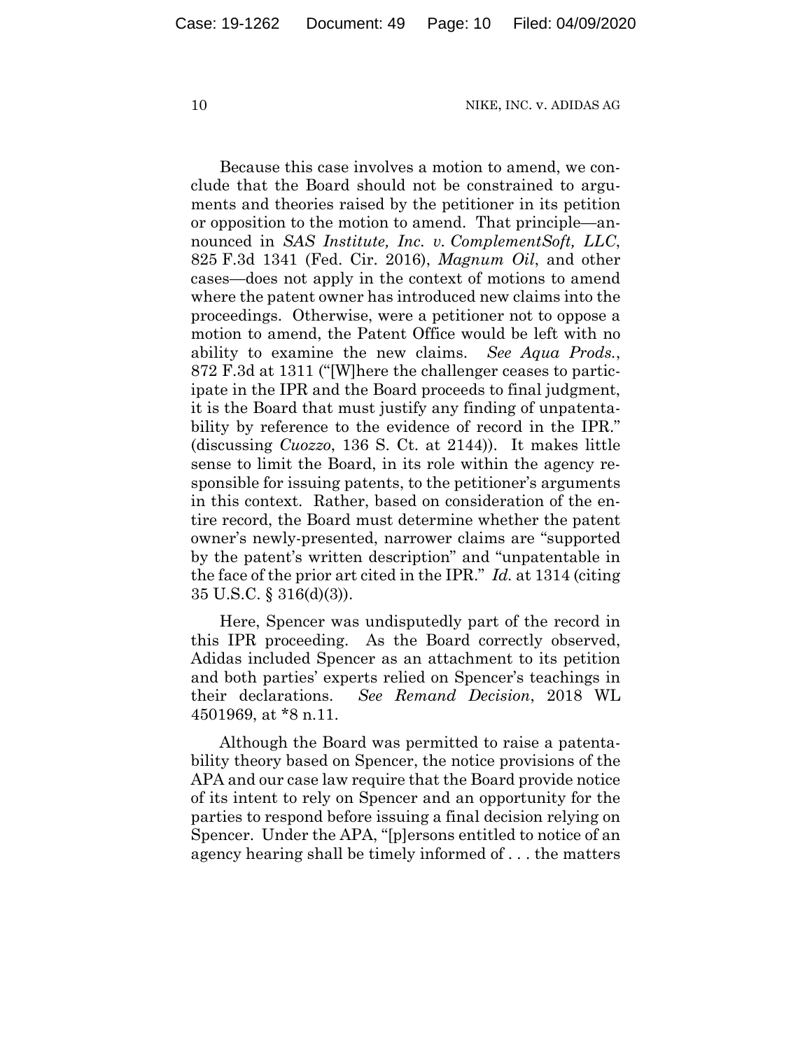Because this case involves a motion to amend, we conclude that the Board should not be constrained to arguments and theories raised by the petitioner in its petition or opposition to the motion to amend. That principle—announced in *SAS Institute, Inc. v. ComplementSoft, LLC*, 825 F.3d 1341 (Fed. Cir. 2016), *Magnum Oil*, and other cases—does not apply in the context of motions to amend where the patent owner has introduced new claims into the proceedings. Otherwise, were a petitioner not to oppose a motion to amend, the Patent Office would be left with no ability to examine the new claims. *See Aqua Prods.*, 872 F.3d at 1311 ("[W]here the challenger ceases to participate in the IPR and the Board proceeds to final judgment, it is the Board that must justify any finding of unpatentability by reference to the evidence of record in the IPR." (discussing *Cuozzo*, 136 S. Ct. at 2144)). It makes little sense to limit the Board, in its role within the agency responsible for issuing patents, to the petitioner's arguments in this context. Rather, based on consideration of the entire record, the Board must determine whether the patent owner's newly-presented, narrower claims are "supported by the patent's written description" and "unpatentable in the face of the prior art cited in the IPR." *Id.* at 1314 (citing 35 U.S.C. § 316(d)(3)).

Here, Spencer was undisputedly part of the record in this IPR proceeding. As the Board correctly observed, Adidas included Spencer as an attachment to its petition and both parties' experts relied on Spencer's teachings in their declarations. *See Remand Decision*, 2018 WL 4501969, at *8 n.11.

Although the Board was permitted to raise a patentability theory based on Spencer, the notice provisions of the APA and our case law require that the Board provide notice of its intent to rely on Spencer and an opportunity for the parties to respond before issuing a final decision relying on Spencer. Under the APA, "[p]ersons entitled to notice of an agency hearing shall be timely informed of . . . the matters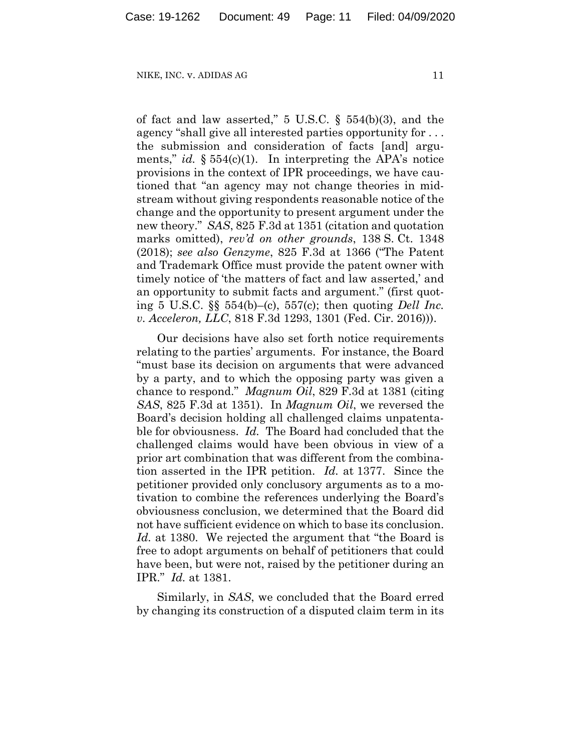of fact and law asserted," 5 U.S.C. § 554(b)(3), and the agency "shall give all interested parties opportunity for . . . the submission and consideration of facts [and] arguments," *id.* § 554(c)(1). In interpreting the APA's notice provisions in the context of IPR proceedings, we have cautioned that "an agency may not change theories in midstream without giving respondents reasonable notice of the change and the opportunity to present argument under the new theory." *SAS*, 825 F.3d at 1351 (citation and quotation marks omitted), *rev'd on other grounds*, 138 S. Ct. 1348 (2018); *see also Genzyme*, 825 F.3d at 1366 ("The Patent and Trademark Office must provide the patent owner with timely notice of 'the matters of fact and law asserted,' and an opportunity to submit facts and argument." (first quoting 5 U.S.C. §§ 554(b)–(c), 557(c); then quoting *Dell Inc. v. Acceleron, LLC*, 818 F.3d 1293, 1301 (Fed. Cir. 2016))).

Our decisions have also set forth notice requirements relating to the parties' arguments. For instance, the Board "must base its decision on arguments that were advanced by a party, and to which the opposing party was given a chance to respond." *Magnum Oil*, 829 F.3d at 1381 (citing *SAS*, 825 F.3d at 1351). In *Magnum Oil*, we reversed the Board's decision holding all challenged claims unpatentable for obviousness. *Id.* The Board had concluded that the challenged claims would have been obvious in view of a prior art combination that was different from the combination asserted in the IPR petition. *Id.* at 1377. Since the petitioner provided only conclusory arguments as to a motivation to combine the references underlying the Board's obviousness conclusion, we determined that the Board did not have sufficient evidence on which to base its conclusion. *Id.* at 1380. We rejected the argument that "the Board is free to adopt arguments on behalf of petitioners that could have been, but were not, raised by the petitioner during an IPR." *Id.* at 1381.

Similarly, in *SAS*, we concluded that the Board erred by changing its construction of a disputed claim term in its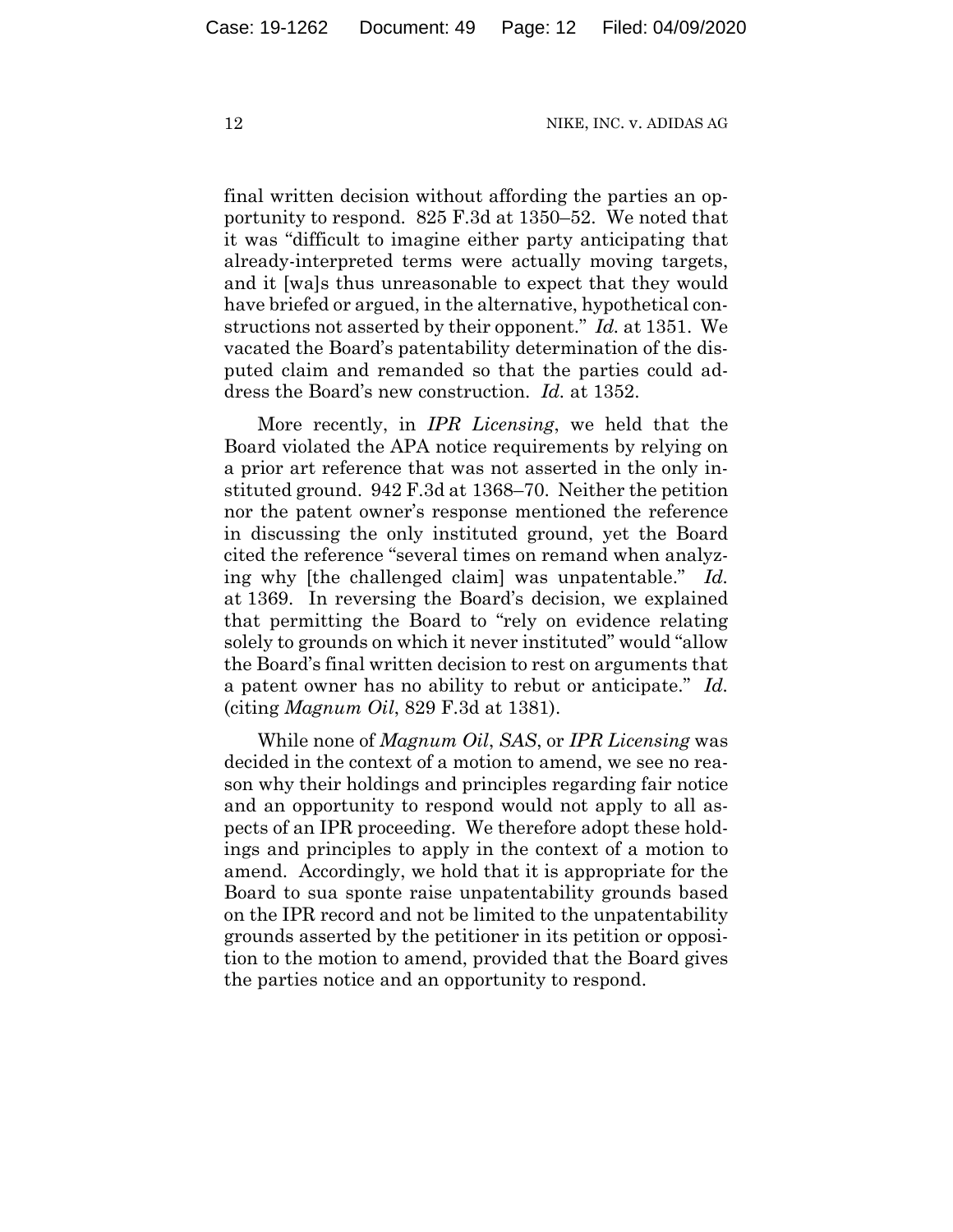final written decision without affording the parties an opportunity to respond. 825 F.3d at 1350–52. We noted that it was "difficult to imagine either party anticipating that already-interpreted terms were actually moving targets, and it [wa]s thus unreasonable to expect that they would have briefed or argued, in the alternative, hypothetical constructions not asserted by their opponent." *Id.* at 1351. We vacated the Board's patentability determination of the disputed claim and remanded so that the parties could address the Board's new construction. *Id.* at 1352.

More recently, in *IPR Licensing*, we held that the Board violated the APA notice requirements by relying on a prior art reference that was not asserted in the only instituted ground. 942 F.3d at 1368–70. Neither the petition nor the patent owner's response mentioned the reference in discussing the only instituted ground, yet the Board cited the reference "several times on remand when analyzing why [the challenged claim] was unpatentable." *Id.* at 1369. In reversing the Board's decision, we explained that permitting the Board to "rely on evidence relating solely to grounds on which it never instituted" would "allow the Board's final written decision to rest on arguments that a patent owner has no ability to rebut or anticipate." *Id.* (citing *Magnum Oil*, 829 F.3d at 1381).

While none of *Magnum Oil*, *SAS*, or *IPR Licensing* was decided in the context of a motion to amend, we see no reason why their holdings and principles regarding fair notice and an opportunity to respond would not apply to all aspects of an IPR proceeding. We therefore adopt these holdings and principles to apply in the context of a motion to amend. Accordingly, we hold that it is appropriate for the Board to sua sponte raise unpatentability grounds based on the IPR record and not be limited to the unpatentability grounds asserted by the petitioner in its petition or opposition to the motion to amend, provided that the Board gives the parties notice and an opportunity to respond.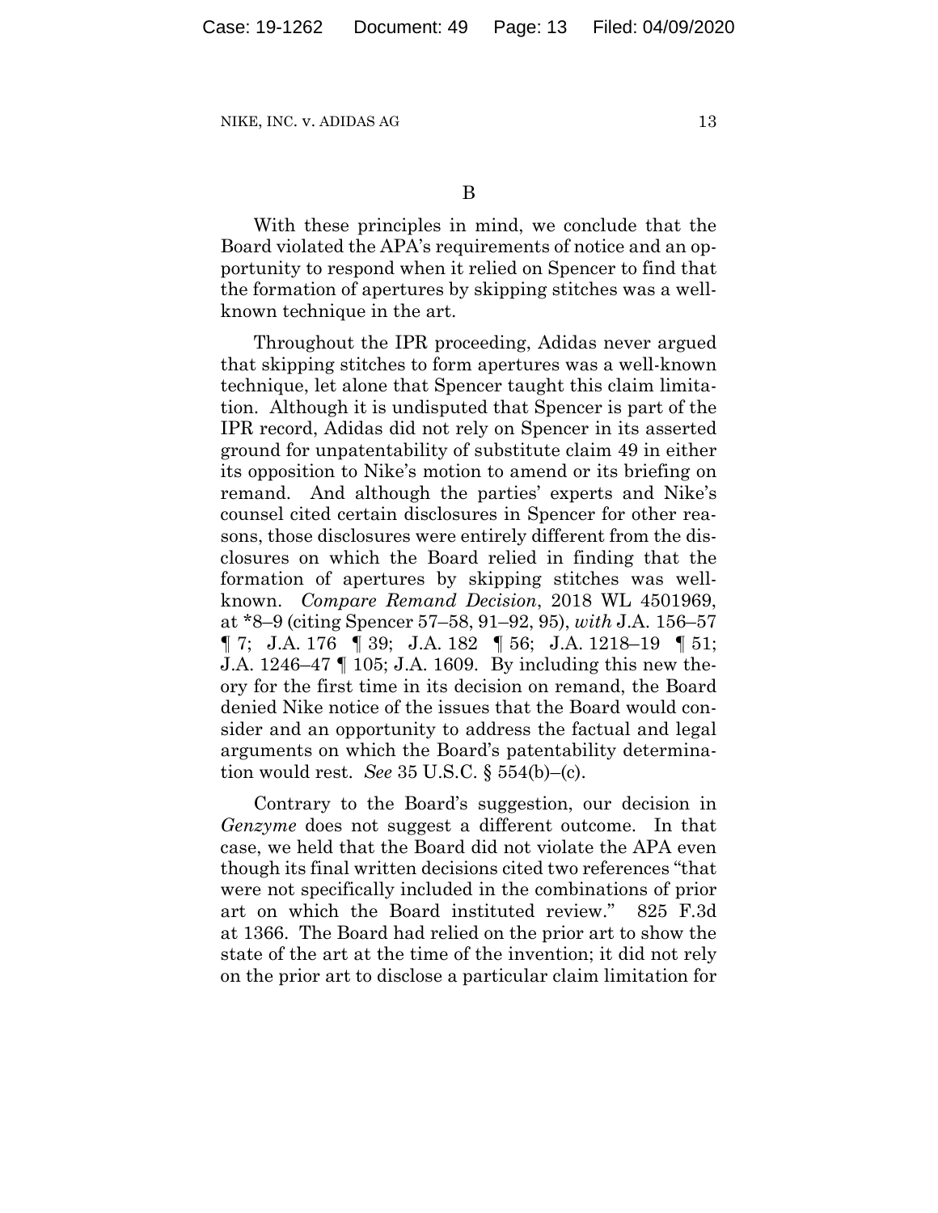## B

With these principles in mind, we conclude that the Board violated the APA's requirements of notice and an opportunity to respond when it relied on Spencer to find that the formation of apertures by skipping stitches was a well-known technique in the art.

Throughout the IPR proceeding, Adidas never argued that skipping stitches to form apertures was a well-known technique, let alone that Spencer taught this claim limitation. Although it is undisputed that Spencer is part of the IPR record, Adidas did not rely on Spencer in its asserted ground for unpatentability of substitute claim 49 in either its opposition to Nike's motion to amend or its briefing on remand. And although the parties' experts and Nike's counsel cited certain disclosures in Spencer for other reasons, those disclosures were entirely different from the disclosures on which the Board relied in finding that the formation of apertures by skipping stitches was well-known. *Compare Remand Decision*, 2018 WL 4501969, at \*8–9 (citing Spencer 57–58, 91–92, 95), *with* J.A. 156–57 ¶ 7; J.A. 176 ¶ 39; J.A. 182 ¶ 56; J.A. 1218–19 ¶ 51; J.A. 1246–47 ¶ 105; J.A. 1609. By including this new theory for the first time in its decision on remand, the Board denied Nike notice of the issues that the Board would consider and an opportunity to address the factual and legal arguments on which the Board's patentability determination would rest. *See* 35 U.S.C. § 554(b)–(c).

Contrary to the Board's suggestion, our decision in *Genzyme* does not suggest a different outcome. In that case, we held that the Board did not violate the APA even though its final written decisions cited two references "that were not specifically included in the combinations of prior art on which the Board instituted review." 825 F.3d at 1366. The Board had relied on the prior art to show the state of the art at the time of the invention; it did not rely on the prior art to disclose a particular claim limitation for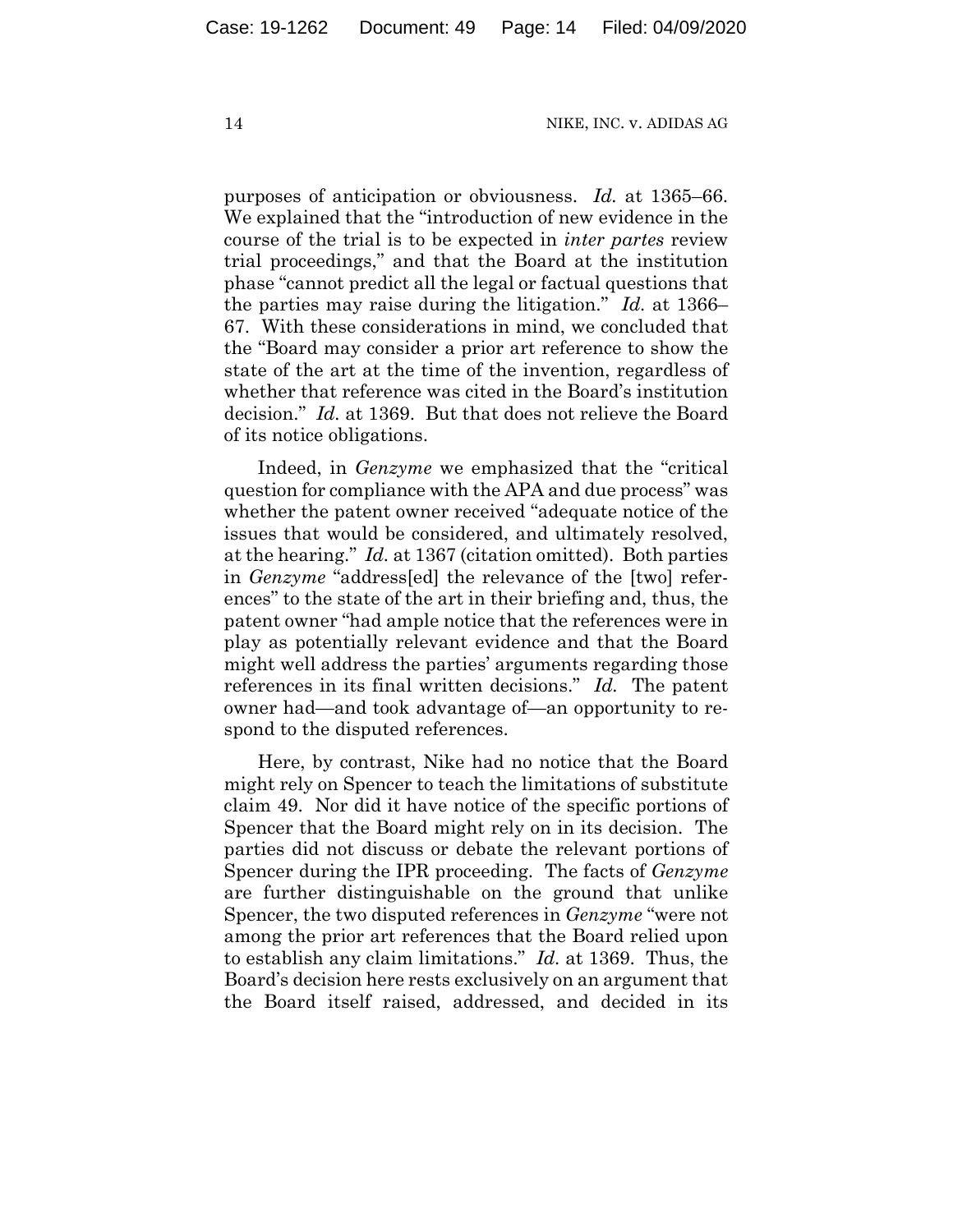purposes of anticipation or obviousness. *Id.* at 1365–66. We explained that the "introduction of new evidence in the course of the trial is to be expected in *inter partes* review trial proceedings," and that the Board at the institution phase "cannot predict all the legal or factual questions that the parties may raise during the litigation." *Id.* at 1366–67. With these considerations in mind, we concluded that the "Board may consider a prior art reference to show the state of the art at the time of the invention, regardless of whether that reference was cited in the Board's institution decision." *Id.* at 1369. But that does not relieve the Board of its notice obligations.

Indeed, in *Genzyme* we emphasized that the "critical question for compliance with the APA and due process" was whether the patent owner received "adequate notice of the issues that would be considered, and ultimately resolved, at the hearing." *Id.* at 1367 (citation omitted). Both parties in *Genzyme* "address[ed] the relevance of the [two] references" to the state of the art in their briefing and, thus, the patent owner "had ample notice that the references were in play as potentially relevant evidence and that the Board might well address the parties' arguments regarding those references in its final written decisions." *Id.* The patent owner had—and took advantage of—an opportunity to respond to the disputed references.

Here, by contrast, Nike had no notice that the Board might rely on Spencer to teach the limitations of substitute claim 49. Nor did it have notice of the specific portions of Spencer that the Board might rely on in its decision. The parties did not discuss or debate the relevant portions of Spencer during the IPR proceeding. The facts of *Genzyme* are further distinguishable on the ground that unlike Spencer, the two disputed references in *Genzyme* "were not among the prior art references that the Board relied upon to establish any claim limitations." *Id.* at 1369. Thus, the Board's decision here rests exclusively on an argument that the Board itself raised, addressed, and decided in its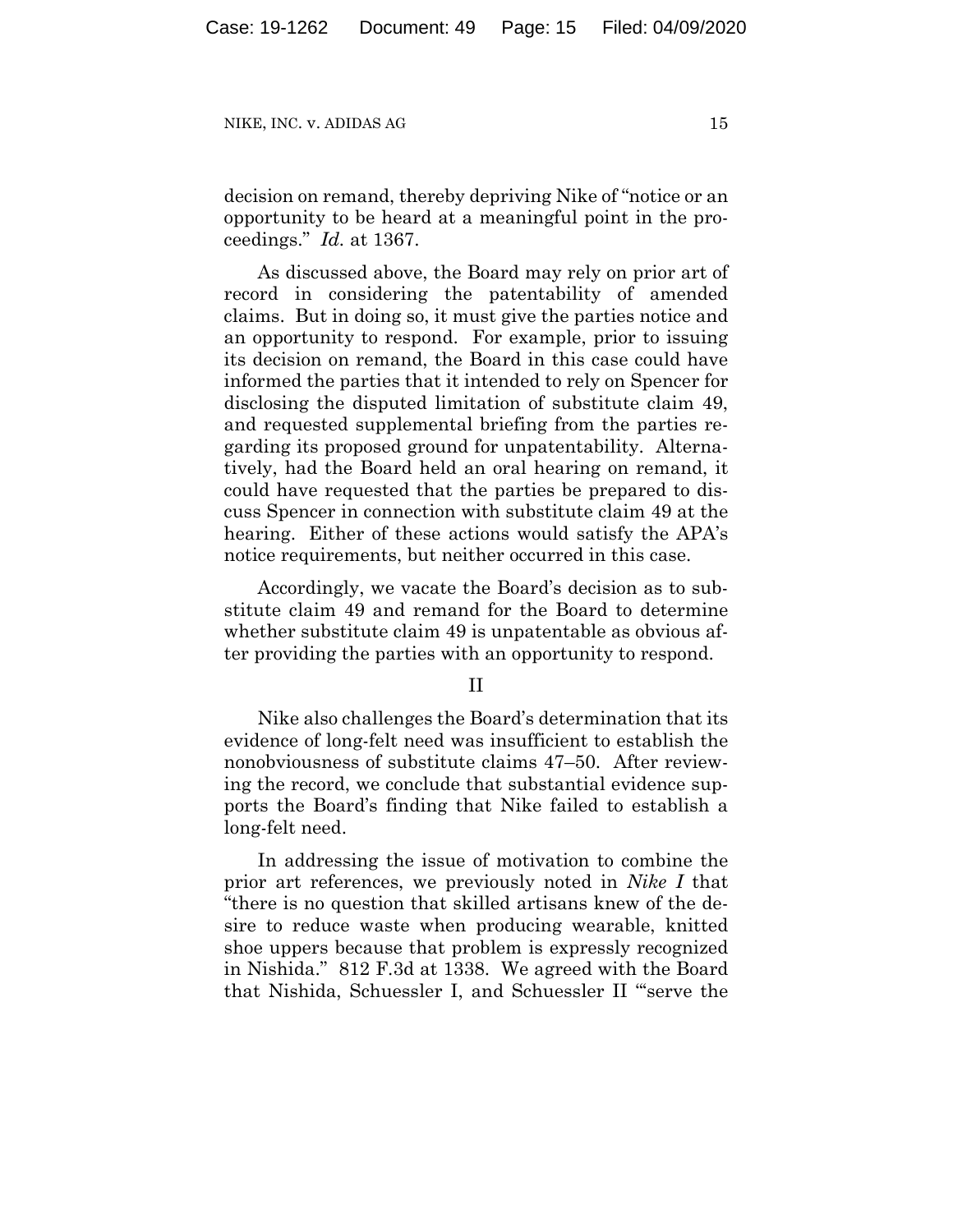decision on remand, thereby depriving Nike of "notice or an opportunity to be heard at a meaningful point in the proceedings." *Id.* at 1367.

As discussed above, the Board may rely on prior art of record in considering the patentability of amended claims. But in doing so, it must give the parties notice and an opportunity to respond. For example, prior to issuing its decision on remand, the Board in this case could have informed the parties that it intended to rely on Spencer for disclosing the disputed limitation of substitute claim 49, and requested supplemental briefing from the parties regarding its proposed ground for unpatentability. Alternatively, had the Board held an oral hearing on remand, it could have requested that the parties be prepared to discuss Spencer in connection with substitute claim 49 at the hearing. Either of these actions would satisfy the APA's notice requirements, but neither occurred in this case.

Accordingly, we vacate the Board's decision as to substitute claim 49 and remand for the Board to determine whether substitute claim 49 is unpatentable as obvious after providing the parties with an opportunity to respond.

## II

Nike also challenges the Board's determination that its evidence of long-felt need was insufficient to establish the nonobviousness of substitute claims 47–50. After reviewing the record, we conclude that substantial evidence supports the Board's finding that Nike failed to establish a long-felt need.

In addressing the issue of motivation to combine the prior art references, we previously noted in *Nike I* that "there is no question that skilled artisans knew of the desire to reduce waste when producing wearable, knitted shoe uppers because that problem is expressly recognized in Nishida." 812 F.3d at 1338. We agreed with the Board that Nishida, Schuessler I, and Schuessler II "'serve the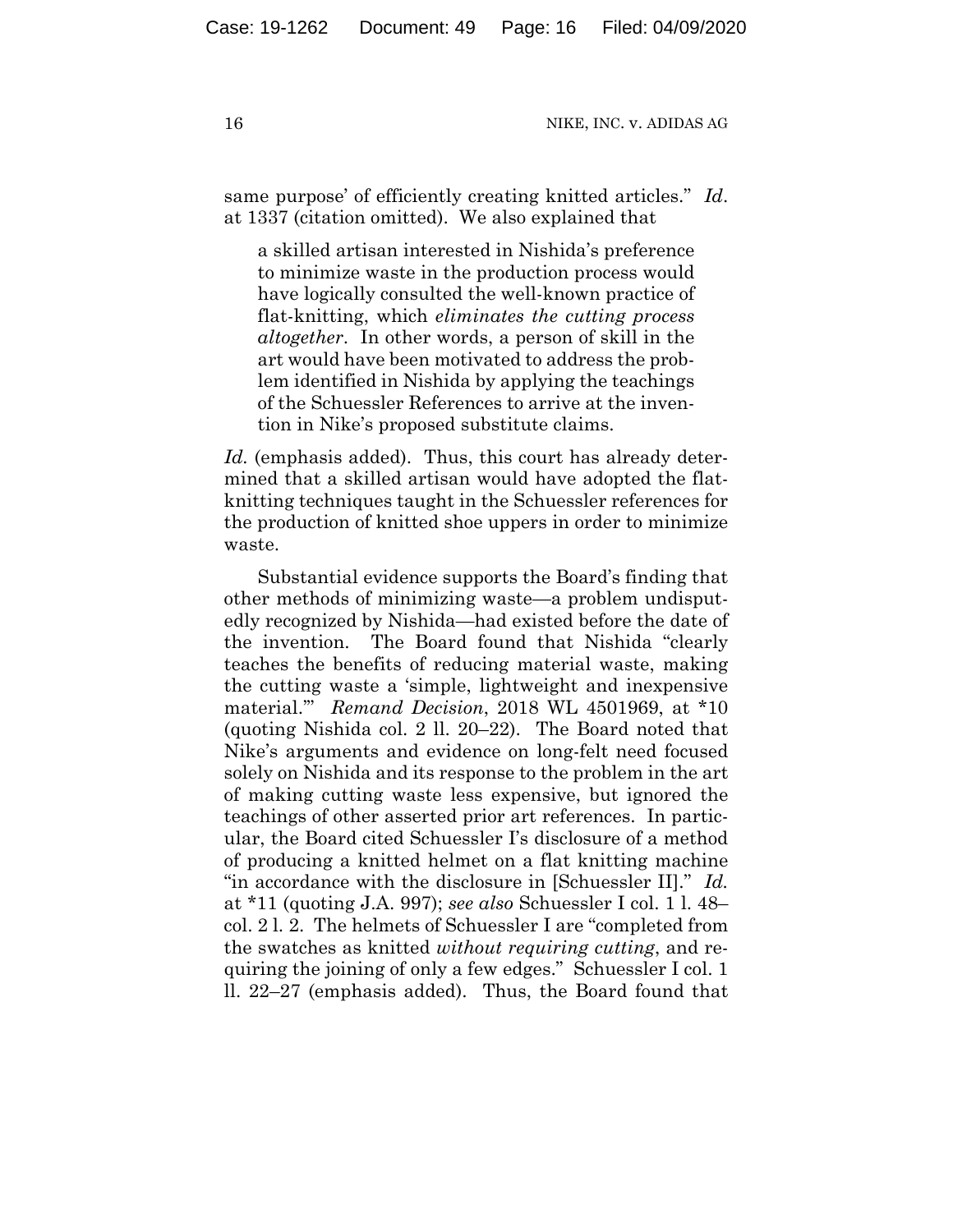same purpose' of efficiently creating knitted articles." *Id*. at 1337 (citation omitted). We also explained that

> a skilled artisan interested in Nishida's preference to minimize waste in the production process would have logically consulted the well-known practice of flat-knitting, which *eliminates the cutting process altogether*. In other words, a person of skill in the art would have been motivated to address the problem identified in Nishida by applying the teachings of the Schuessler References to arrive at the invention in Nike's proposed substitute claims.

*Id*. (emphasis added). Thus, this court has already determined that a skilled artisan would have adopted the flat-knitting techniques taught in the Schuessler references for the production of knitted shoe uppers in order to minimize waste.

Substantial evidence supports the Board's finding that other methods of minimizing waste—a problem undisputedly recognized by Nishida—had existed before the date of the invention. The Board found that Nishida "clearly teaches the benefits of reducing material waste, making the cutting waste a 'simple, lightweight and inexpensive material.'" *Remand Decision*, 2018 WL 4501969, at *10 (quoting Nishida col. 2 ll. 20–22). The Board noted that Nike's arguments and evidence on long-felt need focused solely on Nishida and its response to the problem in the art of making cutting waste less expensive, but ignored the teachings of other asserted prior art references. In particular, the Board cited Schuessler I's disclosure of a method of producing a knitted helmet on a flat knitting machine "in accordance with the disclosure in [Schuessler II]." *Id.* at *11 (quoting J.A. 997); *see also* Schuessler I col. 1 l. 48–col. 2 l. 2. The helmets of Schuessler I are "completed from the swatches as knitted *without requiring cutting*, and requiring the joining of only a few edges." Schuessler I col. 1 ll. 22–27 (emphasis added). Thus, the Board found that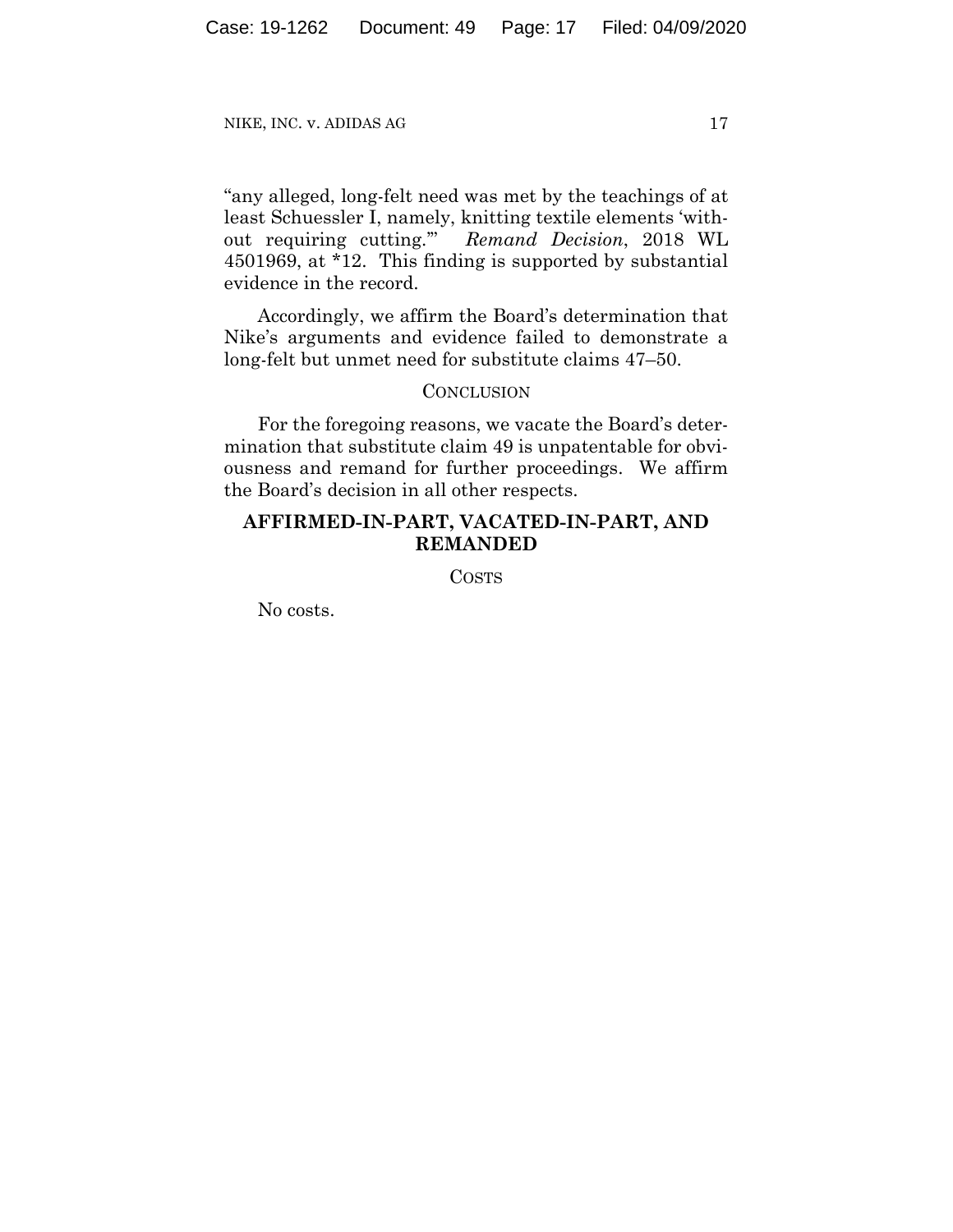"any alleged, long-felt need was met by the teachings of at least Schuessler I, namely, knitting textile elements 'without requiring cutting.'" *Remand Decision*, 2018 WL 4501969, at *12. This finding is supported by substantial evidence in the record.

Accordingly, we affirm the Board's determination that Nike's arguments and evidence failed to demonstrate a long-felt but unmet need for substitute claims 47–50.

## CONCLUSION

For the foregoing reasons, we vacate the Board's determination that substitute claim 49 is unpatentable for obviousness and remand for further proceedings. We affirm the Board's decision in all other respects.

**AFFIRMED-IN-PART, VACATED-IN-PART, AND REMANDED**

COSTS

No costs.